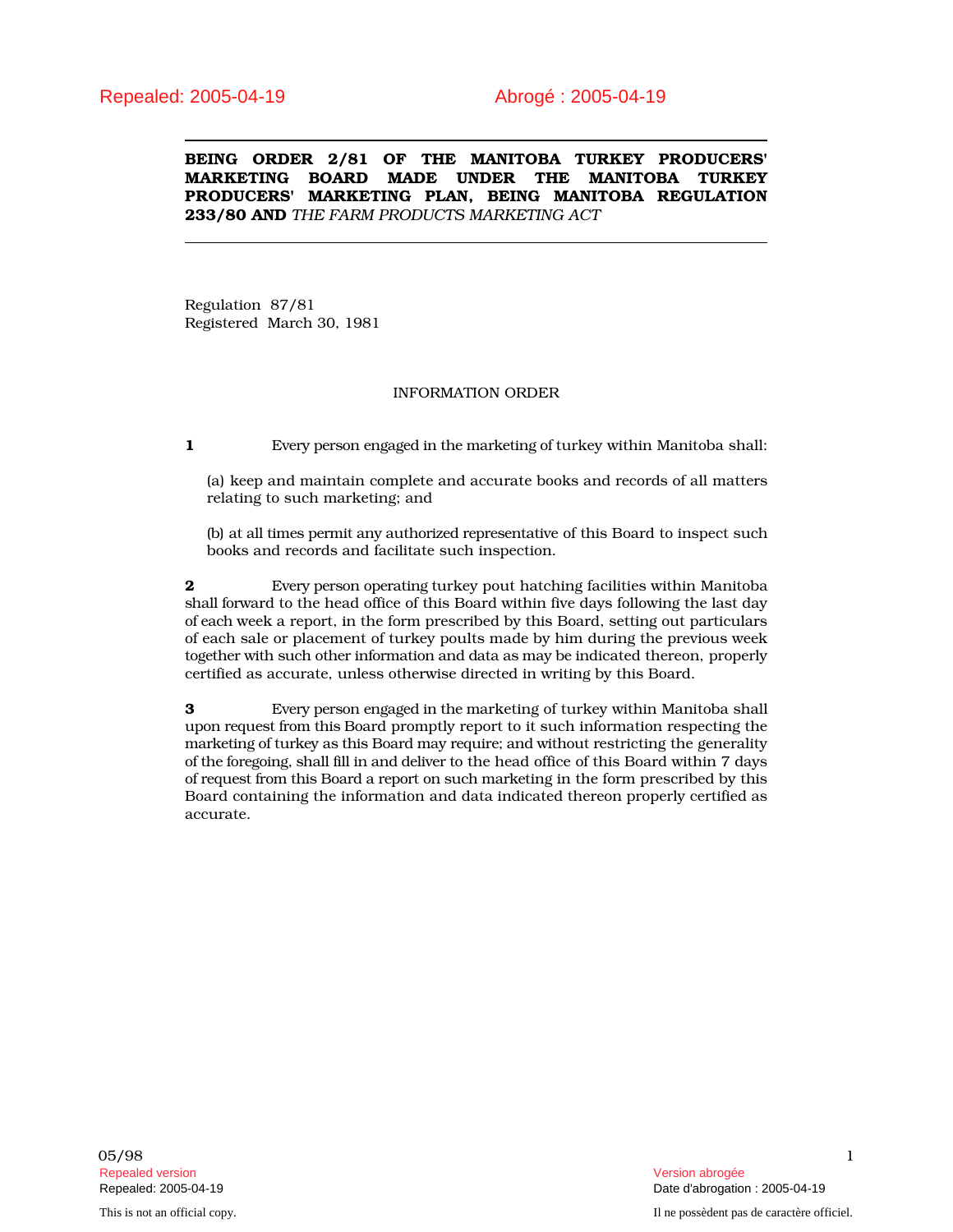Repealed: 2005-04-19 Abrogé : 2005-04-19

**BEING ORDER 2/81 OF THE MANITOBA TURKEY PRODUCERS' MARKETING BOARD MADE UNDER THE MANITOBA TURKEY PRODUCERS' MARKETING PLAN, BEING MANITOBA REGULATION 233/80 AND** *THE FARM PRODUCTS MARKETING ACT*

Regulation 87/81
Registered March 30, 1981

INFORMATION ORDER

**1** Every person engaged in the marketing of turkey within Manitoba shall:

(a) keep and maintain complete and accurate books and records of all matters relating to such marketing; and

(b) at all times permit any authorized representative of this Board to inspect such books and records and facilitate such inspection.

**2** Every person operating turkey pout hatching facilities within Manitoba shall forward to the head office of this Board within five days following the last day of each week a report, in the form prescribed by this Board, setting out particulars of each sale or placement of turkey poults made by him during the previous week together with such other information and data as may be indicated thereon, properly certified as accurate, unless otherwise directed in writing by this Board.

**3** Every person engaged in the marketing of turkey within Manitoba shall upon request from this Board promptly report to it such information respecting the marketing of turkey as this Board may require; and without restricting the generality of the foregoing, shall fill in and deliver to the head office of this Board within 7 days of request from this Board a report on such marketing in the form prescribed by this Board containing the information and data indicated thereon properly certified as accurate.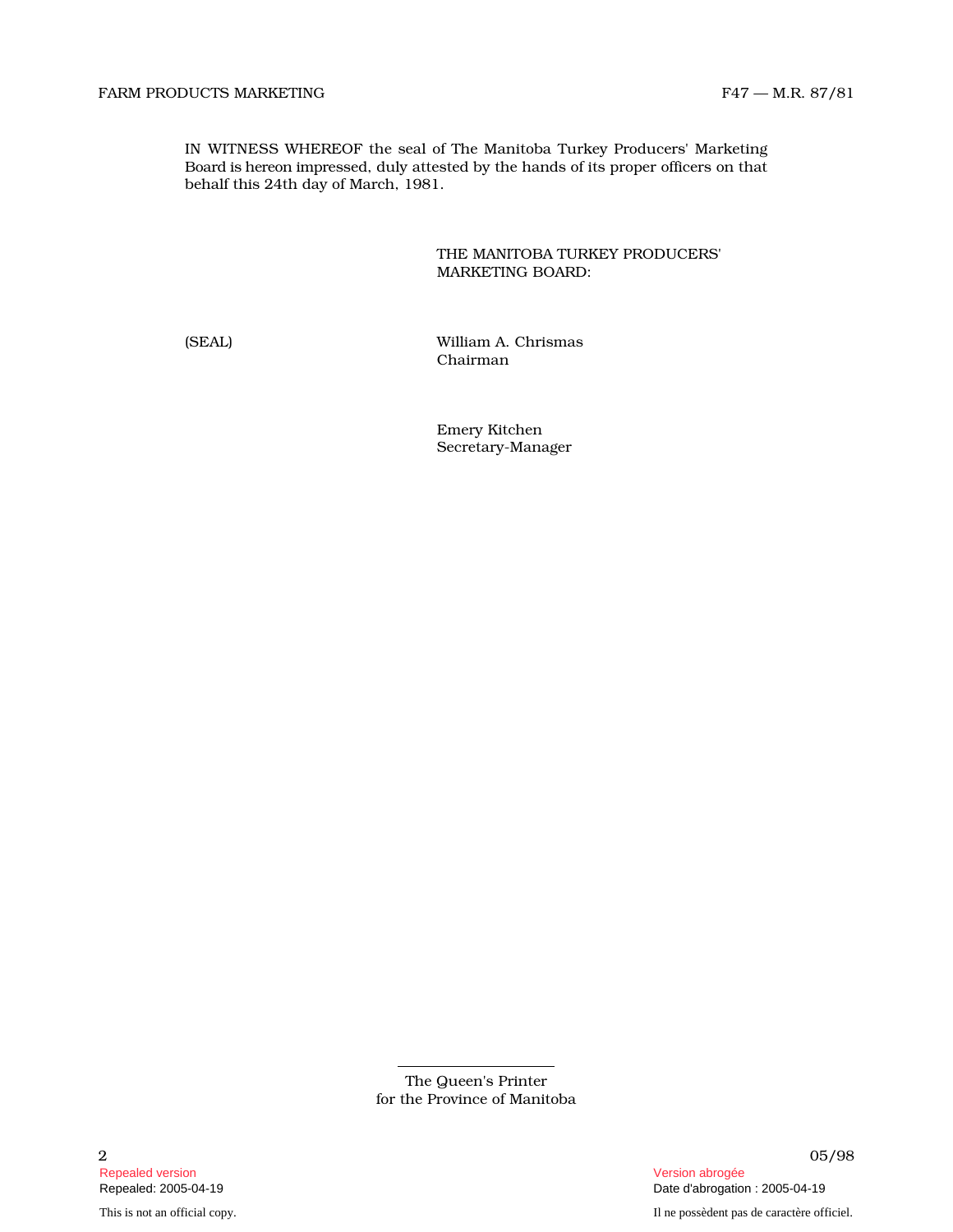IN WITNESS WHEREOF the seal of The Manitoba Turkey Producers' Marketing Board is hereon impressed, duly attested by the hands of its proper officers on that behalf this 24th day of March, 1981.

THE MANITOBA TURKEY PRODUCERS' MARKETING BOARD:

(SEAL)

William A. Chrismas
Chairman

Emery Kitchen
Secretary-Manager

The Queen's Printer
for the Province of Manitoba